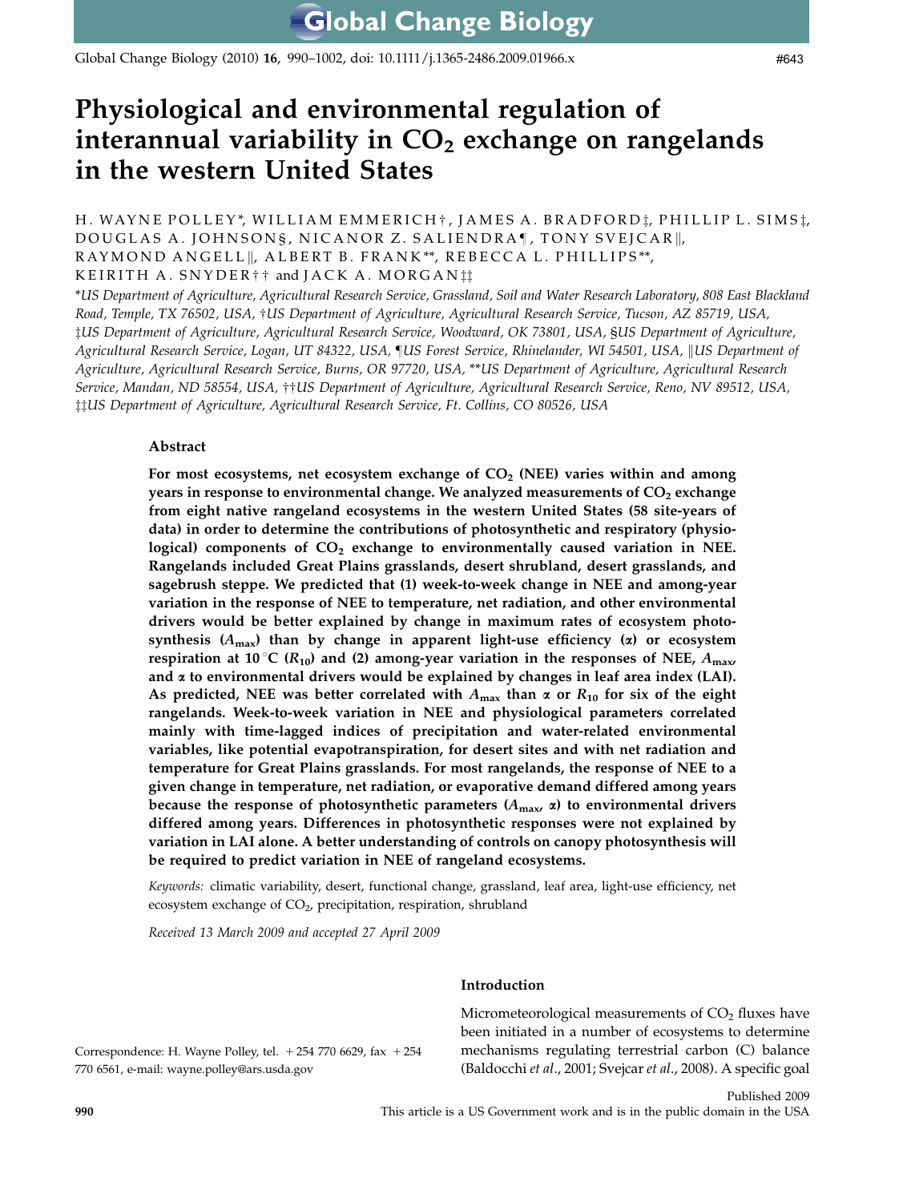# Physiological and environmental regulation of interannual variability in $CO_2$ exchange on rangelands in the western United States

H. WAYNE POLLEY*, WILLIAM EMMERICH†, JAMES A. BRADFORD‡, PHILLIP L. SIMS‡, DOUGLAS A. JOHNSON§, NICANOR Z. SALIENDRA¶, TONY SVEJCAR‖, RAYMOND ANGELL‖, ALBERT B. FRANK**, REBECCA L. PHILLIPS**, KEIRITH A. SNYDER†† and JACK A. MORGAN‡‡

*US Department of Agriculture, Agricultural Research Service, Grassland, Soil and Water Research Laboratory, 808 East Blackland Road, Temple, TX 76502, USA, †US Department of Agriculture, Agricultural Research Service, Tucson, AZ 85719, USA, ‡US Department of Agriculture, Agricultural Research Service, Woodward, OK 73801, USA, §US Department of Agriculture, Agricultural Research Service, Logan, UT 84322, USA, ¶US Forest Service, Rhinelander, WI 54501, USA, ‖US Department of Agriculture, Agricultural Research Service, Burns, OR 97720, USA, **US Department of Agriculture, Agricultural Research Service, Mandan, ND 58554, USA, ††US Department of Agriculture, Agricultural Research Service, Reno, NV 89512, USA, ‡‡US Department of Agriculture, Agricultural Research Service, Ft. Collins, CO 80526, USA

## Abstract

**For most ecosystems, net ecosystem exchange of $CO_2$ (NEE) varies within and among years in response to environmental change. We analyzed measurements of $CO_2$ exchange from eight native rangeland ecosystems in the western United States (58 site-years of data) in order to determine the contributions of photosynthetic and respiratory (physiological) components of $CO_2$ exchange to environmentally caused variation in NEE. Rangelands included Great Plains grasslands, desert shrubland, desert grasslands, and sagebrush steppe. We predicted that (1) week-to-week change in NEE and among-year variation in the response of NEE to temperature, net radiation, and other environmental drivers would be better explained by change in maximum rates of ecosystem photosynthesis ($A_{max}$) than by change in apparent light-use efficiency ($\alpha$) or ecosystem respiration at 10 °C ($R_{10}$) and (2) among-year variation in the responses of NEE, $A_{max}$, and $\alpha$ to environmental drivers would be explained by changes in leaf area index (LAI). As predicted, NEE was better correlated with $A_{max}$ than $\alpha$ or $R_{10}$ for six of the eight rangelands. Week-to-week variation in NEE and physiological parameters correlated mainly with time-lagged indices of precipitation and water-related environmental variables, like potential evapotranspiration, for desert sites and with net radiation and temperature for Great Plains grasslands. For most rangelands, the response of NEE to a given change in temperature, net radiation, or evaporative demand differed among years because the response of photosynthetic parameters ($A_{max}$, $\alpha$) to environmental drivers differed among years. Differences in photosynthetic responses were not explained by variation in LAI alone. A better understanding of controls on canopy photosynthesis will be required to predict variation in NEE of rangeland ecosystems.**

*Keywords:* climatic variability, desert, functional change, grassland, leaf area, light-use efficiency, net ecosystem exchange of $CO_2$, precipitation, respiration, shrubland

*Received 13 March 2009 and accepted 27 April 2009*

Correspondence: H. Wayne Polley, tel. +254 770 6629, fax +254 770 6561, e-mail: wayne.polley@ars.usda.gov

## Introduction

Micrometeorological measurements of $CO_2$ fluxes have been initiated in a number of ecosystems to determine mechanisms regulating terrestrial carbon (C) balance (Baldocchi *et al*., 2001; Svejcar *et al*., 2008). A specific goal

Published 2009

This article is a US Government work and is in the public domain in the USA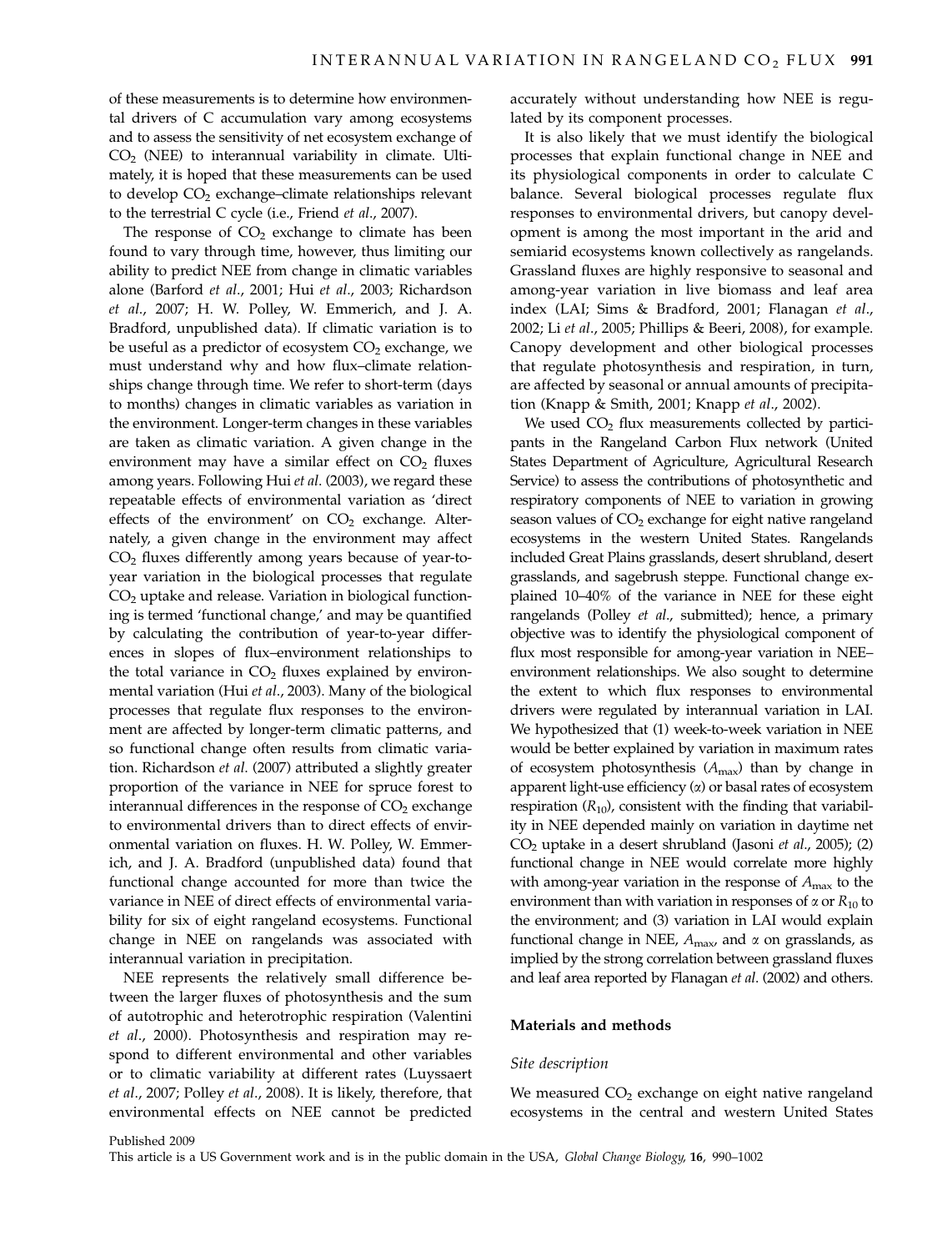of these measurements is to determine how environmental drivers of C accumulation vary among ecosystems and to assess the sensitivity of net ecosystem exchange of $CO_2$ (NEE) to interannual variability in climate. Ultimately, it is hoped that these measurements can be used to develop $CO_2$ exchange–climate relationships relevant to the terrestrial C cycle (i.e., Friend *et al.*, 2007).

The response of $CO_2$ exchange to climate has been found to vary through time, however, thus limiting our ability to predict NEE from change in climatic variables alone (Barford *et al.*, 2001; Hui *et al.*, 2003; Richardson *et al.*, 2007; H. W. Polley, W. Emmerich, and J. A. Bradford, unpublished data). If climatic variation is to be useful as a predictor of ecosystem $CO_2$ exchange, we must understand why and how flux–climate relationships change through time. We refer to short-term (days to months) changes in climatic variables as variation in the environment. Longer-term changes in these variables are taken as climatic variation. A given change in the environment may have a similar effect on $CO_2$ fluxes among years. Following Hui *et al.* (2003), we regard these repeatable effects of environmental variation as 'direct effects of the environment' on $CO_2$ exchange. Alternately, a given change in the environment may affect $CO_2$ fluxes differently among years because of year-to-year variation in the biological processes that regulate $CO_2$ uptake and release. Variation in biological functioning is termed 'functional change,' and may be quantified by calculating the contribution of year-to-year differences in slopes of flux–environment relationships to the total variance in $CO_2$ fluxes explained by environmental variation (Hui *et al.*, 2003). Many of the biological processes that regulate flux responses to the environment are affected by longer-term climatic patterns, and so functional change often results from climatic variation. Richardson *et al.* (2007) attributed a slightly greater proportion of the variance in NEE for spruce forest to interannual differences in the response of $CO_2$ exchange to environmental drivers than to direct effects of environmental variation on fluxes. H. W. Polley, W. Emmerich, and J. A. Bradford (unpublished data) found that functional change accounted for more than twice the variance in NEE of direct effects of environmental variability for six of eight rangeland ecosystems. Functional change in NEE on rangelands was associated with interannual variation in precipitation.

NEE represents the relatively small difference between the larger fluxes of photosynthesis and the sum of autotrophic and heterotrophic respiration (Valentini *et al.*, 2000). Photosynthesis and respiration may respond to different environmental and other variables or to climatic variability at different rates (Luyssaert *et al.*, 2007; Polley *et al.*, 2008). It is likely, therefore, that environmental effects on NEE cannot be predicted accurately without understanding how NEE is regulated by its component processes.

It is also likely that we must identify the biological processes that explain functional change in NEE and its physiological components in order to calculate C balance. Several biological processes regulate flux responses to environmental drivers, but canopy development is among the most important in the arid and semiarid ecosystems known collectively as rangelands. Grassland fluxes are highly responsive to seasonal and among-year variation in live biomass and leaf area index (LAI; Sims & Bradford, 2001; Flanagan *et al.*, 2002; Li *et al.*, 2005; Phillips & Beeri, 2008), for example. Canopy development and other biological processes that regulate photosynthesis and respiration, in turn, are affected by seasonal or annual amounts of precipitation (Knapp & Smith, 2001; Knapp *et al.*, 2002).

We used $CO_2$ flux measurements collected by participants in the Rangeland Carbon Flux network (United States Department of Agriculture, Agricultural Research Service) to assess the contributions of photosynthetic and respiratory components of NEE to variation in growing season values of $CO_2$ exchange for eight native rangeland ecosystems in the western United States. Rangelands included Great Plains grasslands, desert shrubland, desert grasslands, and sagebrush steppe. Functional change explained 10–40% of the variance in NEE for these eight rangelands (Polley *et al.*, submitted); hence, a primary objective was to identify the physiological component of flux most responsible for among-year variation in NEE–environment relationships. We also sought to determine the extent to which flux responses to environmental drivers were regulated by interannual variation in LAI. We hypothesized that (1) week-to-week variation in NEE would be better explained by variation in maximum rates of ecosystem photosynthesis ($A_{max}$) than by change in apparent light-use efficiency ($\alpha$) or basal rates of ecosystem respiration ($R_{10}$), consistent with the finding that variability in NEE depended mainly on variation in daytime net $CO_2$ uptake in a desert shrubland (Jasoni *et al.*, 2005); (2) functional change in NEE would correlate more highly with among-year variation in the response of $A_{max}$ to the environment than with variation in responses of $\alpha$ or $R_{10}$ to the environment; and (3) variation in LAI would explain functional change in NEE, $A_{max}$, and $\alpha$ on grasslands, as implied by the strong correlation between grassland fluxes and leaf area reported by Flanagan *et al.* (2002) and others.

## Materials and methods

### *Site description*

We measured $CO_2$ exchange on eight native rangeland ecosystems in the central and western United States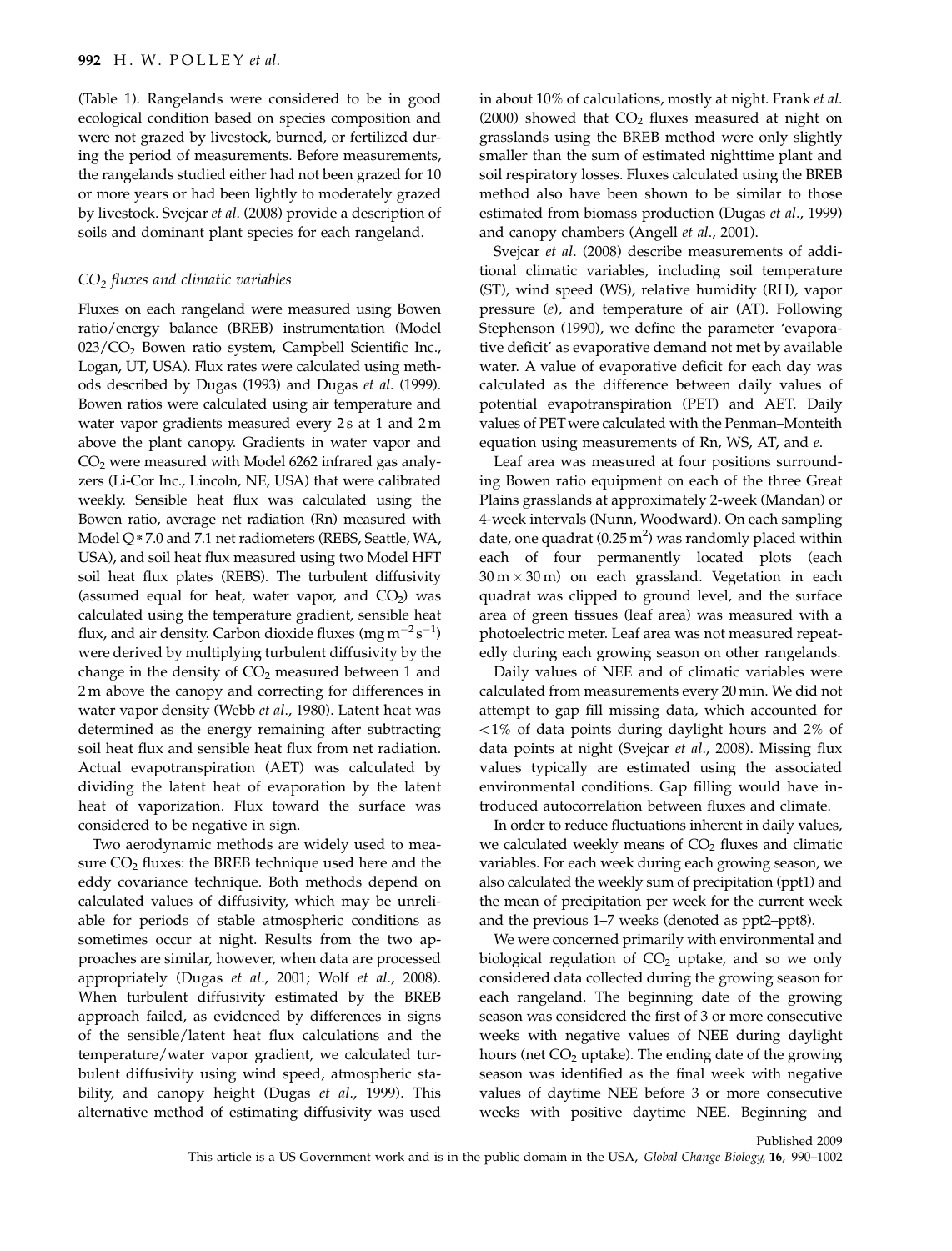(Table 1). Rangelands were considered to be in good ecological condition based on species composition and were not grazed by livestock, burned, or fertilized during the period of measurements. Before measurements, the rangelands studied either had not been grazed for 10 or more years or had been lightly to moderately grazed by livestock. Svejcar *et al*. (2008) provide a description of soils and dominant plant species for each rangeland.

### *$CO_2$ fluxes and climatic variables*

Fluxes on each rangeland were measured using Bowen ratio/energy balance (BREB) instrumentation (Model 023/$CO_2$ Bowen ratio system, Campbell Scientific Inc., Logan, UT, USA). Flux rates were calculated using methods described by Dugas (1993) and Dugas *et al*. (1999). Bowen ratios were calculated using air temperature and water vapor gradients measured every 2 s at 1 and 2 m above the plant canopy. Gradients in water vapor and $CO_2$ were measured with Model 6262 infrared gas analyzers (Li-Cor Inc., Lincoln, NE, USA) that were calibrated weekly. Sensible heat flux was calculated using the Bowen ratio, average net radiation (Rn) measured with Model Q*7.0 and 7.1 net radiometers (REBS, Seattle, WA, USA), and soil heat flux measured using two Model HFT soil heat flux plates (REBS). The turbulent diffusivity (assumed equal for heat, water vapor, and $CO_2$) was calculated using the temperature gradient, sensible heat flux, and air density. Carbon dioxide fluxes ($mg\,m^{-2}\,s^{-1}$) were derived by multiplying turbulent diffusivity by the change in the density of $CO_2$ measured between 1 and 2 m above the canopy and correcting for differences in water vapor density (Webb *et al*., 1980). Latent heat was determined as the energy remaining after subtracting soil heat flux and sensible heat flux from net radiation. Actual evapotranspiration (AET) was calculated by dividing the latent heat of evaporation by the latent heat of vaporization. Flux toward the surface was considered to be negative in sign.

Two aerodynamic methods are widely used to measure $CO_2$ fluxes: the BREB technique used here and the eddy covariance technique. Both methods depend on calculated values of diffusivity, which may be unreliable for periods of stable atmospheric conditions as sometimes occur at night. Results from the two approaches are similar, however, when data are processed appropriately (Dugas *et al*., 2001; Wolf *et al*., 2008). When turbulent diffusivity estimated by the BREB approach failed, as evidenced by differences in signs of the sensible/latent heat flux calculations and the temperature/water vapor gradient, we calculated turbulent diffusivity using wind speed, atmospheric stability, and canopy height (Dugas *et al*., 1999). This alternative method of estimating diffusivity was used in about 10% of calculations, mostly at night. Frank *et al*. (2000) showed that $CO_2$ fluxes measured at night on grasslands using the BREB method were only slightly smaller than the sum of estimated nighttime plant and soil respiratory losses. Fluxes calculated using the BREB method also have been shown to be similar to those estimated from biomass production (Dugas *et al*., 1999) and canopy chambers (Angell *et al*., 2001).

Svejcar *et al*. (2008) describe measurements of additional climatic variables, including soil temperature (ST), wind speed (WS), relative humidity (RH), vapor pressure ($e$), and temperature of air (AT). Following Stephenson (1990), we define the parameter 'evaporative deficit' as evaporative demand not met by available water. A value of evaporative deficit for each day was calculated as the difference between daily values of potential evapotranspiration (PET) and AET. Daily values of PET were calculated with the Penman–Monteith equation using measurements of Rn, WS, AT, and $e$.

Leaf area was measured at four positions surrounding Bowen ratio equipment on each of the three Great Plains grasslands at approximately 2-week (Mandan) or 4-week intervals (Nunn, Woodward). On each sampling date, one quadrat (0.25 $m^2$) was randomly placed within each of four permanently located plots (each 30 m × 30 m) on each grassland. Vegetation in each quadrat was clipped to ground level, and the surface area of green tissues (leaf area) was measured with a photoelectric meter. Leaf area was not measured repeatedly during each growing season on other rangelands.

Daily values of NEE and of climatic variables were calculated from measurements every 20 min. We did not attempt to gap fill missing data, which accounted for <1% of data points during daylight hours and 2% of data points at night (Svejcar *et al*., 2008). Missing flux values typically are estimated using the associated environmental conditions. Gap filling would have introduced autocorrelation between fluxes and climate.

In order to reduce fluctuations inherent in daily values, we calculated weekly means of $CO_2$ fluxes and climatic variables. For each week during each growing season, we also calculated the weekly sum of precipitation (ppt1) and the mean of precipitation per week for the current week and the previous 1–7 weeks (denoted as ppt2–ppt8).

We were concerned primarily with environmental and biological regulation of $CO_2$ uptake, and so we only considered data collected during the growing season for each rangeland. The beginning date of the growing season was considered the first of 3 or more consecutive weeks with negative values of NEE during daylight hours (net $CO_2$ uptake). The ending date of the growing season was identified as the final week with negative values of daytime NEE before 3 or more consecutive weeks with positive daytime NEE. Beginning and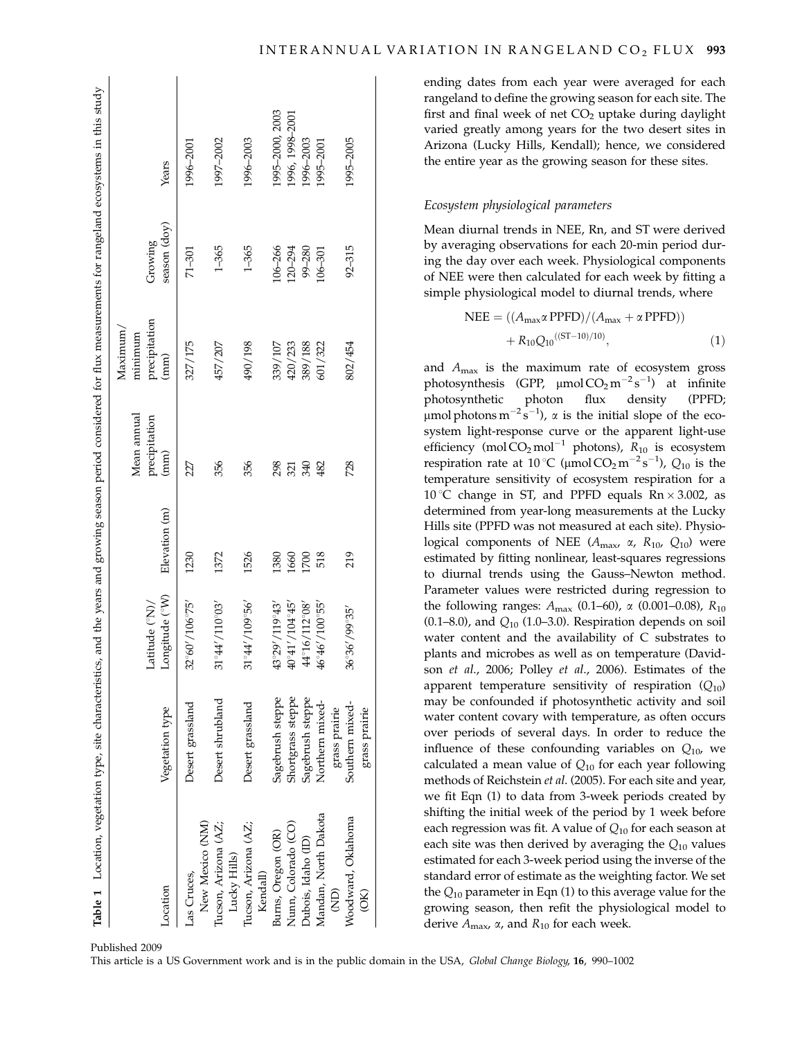**Table 1** Location, vegetation type, site characteristics, and the years and growing season period considered for flux measurements for rangeland ecosystems in this study

| Location | Vegetation type | Latitude (°N)/ Longitude (°W) | Elevation (m) | Mean annual precipitation (mm) | Maximum/ minimum precipitation (mm) | Growing season (doy) | Years |
|---|---|---|---|---|---|---|---|
| Las Cruces, New Mexico (NM) | Desert grassland | 32°60′/106°75′ | 1230 | 227 | 327/175 | 71–301 | 1996–2001 |
| Tucson, Arizona (AZ; Lucky Hills) | Desert shrubland | 31°44′/110°03′ | 1372 | 356 | 457/207 | 1–365 | 1997–2002 |
| Tucson, Arizona (AZ; Kendall) | Desert grassland | 31°44′/109°56′ | 1526 | 356 | 490/198 | 1–365 | 1996–2003 |
| Burns, Oregon (OR) | Sagebrush steppe | 43°29′/119°43′ | 1380 | 298 | 339/107 | 106–266 | 1995–2000, 2003 |
| Nunn, Colorado (CO) | Shortgrass steppe | 40°41′/104°45′ | 1660 | 321 | 420/233 | 120–294 | 1996, 1998–2001 |
| Dubois, Idaho (ID) | Sagebrush steppe | 44°16′/112°08′ | 1700 | 340 | 389/188 | 99–280 | 1996–2003 |
| Mandan, North Dakota (ND) | Northern mixed-grass prairie | 46°46′/100°55′ | 518 | 482 | 601/322 | 106–301 | 1995–2001 |
| Woodward, Oklahoma (OK) | Southern mixed-grass prairie | 36°36′/99°35′ | 219 | 728 | 802/454 | 92–315 | 1995–2005 |

ending dates from each year were averaged for each rangeland to define the growing season for each site. The first and final week of net $CO_2$ uptake during daylight varied greatly among years for the two desert sites in Arizona (Lucky Hills, Kendall); hence, we considered the entire year as the growing season for these sites.

### Ecosystem physiological parameters

Mean diurnal trends in NEE, Rn, and ST were derived by averaging observations for each 20-min period during the day over each week. Physiological components of NEE were then calculated for each week by fitting a simple physiological model to diurnal trends, where

$$\mathrm{NEE} = ((A_{\max}\alpha\,\mathrm{PPFD})/(A_{\max} + \alpha\,\mathrm{PPFD})) + R_{10}Q_{10}^{((\mathrm{ST}-10)/10)}, \tag{1}$$

and $A_{\max}$ is the maximum rate of ecosystem gross photosynthesis (GPP, $\mu$mol $CO_2$ m$^{-2}$ s$^{-1}$) at infinite photosynthetic photon flux density (PPFD; $\mu$mol photons m$^{-2}$ s$^{-1}$), $\alpha$ is the initial slope of the ecosystem light-response curve or the apparent light-use efficiency (mol $CO_2$ mol$^{-1}$ photons), $R_{10}$ is ecosystem respiration rate at 10 °C ($\mu$mol $CO_2$ m$^{-2}$ s$^{-1}$), $Q_{10}$ is the temperature sensitivity of ecosystem respiration for a 10 °C change in ST, and PPFD equals Rn × 3.002, as determined from year-long measurements at the Lucky Hills site (PPFD was not measured at each site). Physiological components of NEE ($A_{\max}$, $\alpha$, $R_{10}$, $Q_{10}$) were estimated by fitting nonlinear, least-squares regressions to diurnal trends using the Gauss–Newton method. Parameter values were restricted during regression to the following ranges: $A_{\max}$ (0.1–60), $\alpha$ (0.001–0.08), $R_{10}$ (0.1–8.0), and $Q_{10}$ (1.0–3.0). Respiration depends on soil water content and the availability of C substrates to plants and microbes as well as on temperature (Davidson *et al*., 2006; Polley *et al*., 2006). Estimates of the apparent temperature sensitivity of respiration ($Q_{10}$) may be confounded if photosynthetic activity and soil water content covary with temperature, as often occurs over periods of several days. In order to reduce the influence of these confounding variables on $Q_{10}$, we calculated a mean value of $Q_{10}$ for each year following methods of Reichstein *et al*. (2005). For each site and year, we fit Eqn (1) to data from 3-week periods created by shifting the initial week of the period by 1 week before each regression was fit. A value of $Q_{10}$ for each season at each site was then derived by averaging the $Q_{10}$ values estimated for each 3-week period using the inverse of the standard error of estimate as the weighting factor. We set the $Q_{10}$ parameter in Eqn (1) to this average value for the growing season, then refit the physiological model to derive $A_{\max}$, $\alpha$, and $R_{10}$ for each week.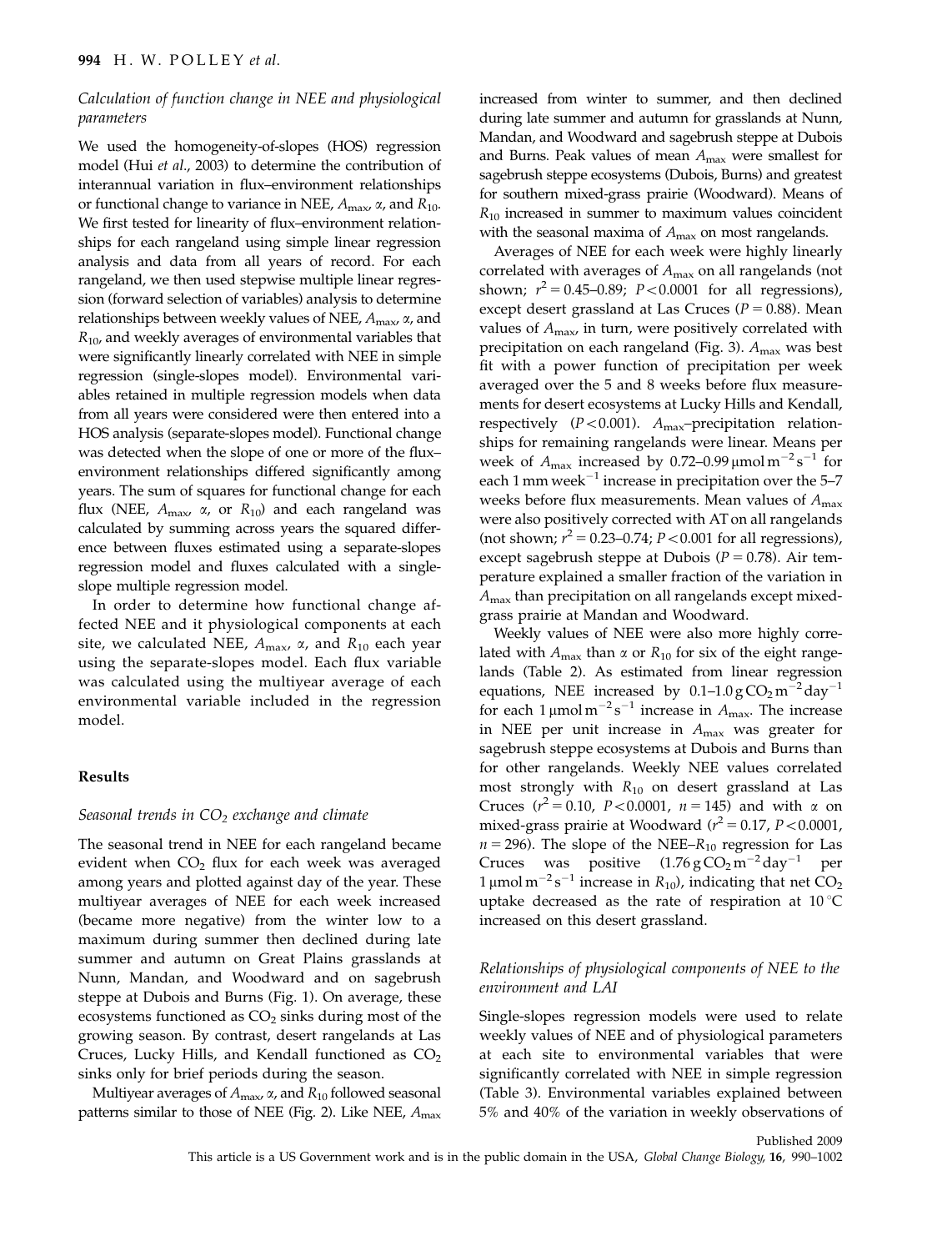### Calculation of function change in NEE and physiological parameters

We used the homogeneity-of-slopes (HOS) regression model (Hui *et al.*, 2003) to determine the contribution of interannual variation in flux–environment relationships or functional change to variance in NEE, $A_{max}$, $\alpha$, and $R_{10}$. We first tested for linearity of flux–environment relationships for each rangeland using simple linear regression analysis and data from all years of record. For each rangeland, we then used stepwise multiple linear regression (forward selection of variables) analysis to determine relationships between weekly values of NEE, $A_{max}$, $\alpha$, and $R_{10}$, and weekly averages of environmental variables that were significantly linearly correlated with NEE in simple regression (single-slopes model). Environmental variables retained in multiple regression models when data from all years were considered were then entered into a HOS analysis (separate-slopes model). Functional change was detected when the slope of one or more of the flux–environment relationships differed significantly among years. The sum of squares for functional change for each flux (NEE, $A_{max}$, $\alpha$, or $R_{10}$) and each rangeland was calculated by summing across years the squared difference between fluxes estimated using a separate-slopes regression model and fluxes calculated with a single-slope multiple regression model.

In order to determine how functional change affected NEE and it physiological components at each site, we calculated NEE, $A_{max}$, $\alpha$, and $R_{10}$ each year using the separate-slopes model. Each flux variable was calculated using the multiyear average of each environmental variable included in the regression model.

## Results

### Seasonal trends in $CO_2$ exchange and climate

The seasonal trend in NEE for each rangeland became evident when $CO_2$ flux for each week was averaged among years and plotted against day of the year. These multiyear averages of NEE for each week increased (became more negative) from the winter low to a maximum during summer then declined during late summer and autumn on Great Plains grasslands at Nunn, Mandan, and Woodward and on sagebrush steppe at Dubois and Burns (Fig. 1). On average, these ecosystems functioned as $CO_2$ sinks during most of the growing season. By contrast, desert rangelands at Las Cruces, Lucky Hills, and Kendall functioned as $CO_2$ sinks only for brief periods during the season.

Multiyear averages of $A_{max}$, $\alpha$, and $R_{10}$ followed seasonal patterns similar to those of NEE (Fig. 2). Like NEE, $A_{max}$ increased from winter to summer, and then declined during late summer and autumn for grasslands at Nunn, Mandan, and Woodward and sagebrush steppe at Dubois and Burns. Peak values of mean $A_{max}$ were smallest for sagebrush steppe ecosystems (Dubois, Burns) and greatest for southern mixed-grass prairie (Woodward). Means of $R_{10}$ increased in summer to maximum values coincident with the seasonal maxima of $A_{max}$ on most rangelands.

Averages of NEE for each week were highly linearly correlated with averages of $A_{max}$ on all rangelands (not shown; $r^2 = 0.45$–$0.89$; $P < 0.0001$ for all regressions), except desert grassland at Las Cruces ($P = 0.88$). Mean values of $A_{max}$, in turn, were positively correlated with precipitation on each rangeland (Fig. 3). $A_{max}$ was best fit with a power function of precipitation per week averaged over the 5 and 8 weeks before flux measurements for desert ecosystems at Lucky Hills and Kendall, respectively ($P < 0.001$). $A_{max}$–precipitation relationships for remaining rangelands were linear. Means per week of $A_{max}$ increased by 0.72–0.99 $\mu$mol m$^{-2}$ s$^{-1}$ for each 1 mm week$^{-1}$ increase in precipitation over the 5–7 weeks before flux measurements. Mean values of $A_{max}$ were also positively corrected with AT on all rangelands (not shown; $r^2 = 0.23$–$0.74$; $P < 0.001$ for all regressions), except sagebrush steppe at Dubois ($P = 0.78$). Air temperature explained a smaller fraction of the variation in $A_{max}$ than precipitation on all rangelands except mixed-grass prairie at Mandan and Woodward.

Weekly values of NEE were also more highly correlated with $A_{max}$ than $\alpha$ or $R_{10}$ for six of the eight rangelands (Table 2). As estimated from linear regression equations, NEE increased by 0.1–1.0 g $CO_2$ m$^{-2}$ day$^{-1}$ for each 1 $\mu$mol m$^{-2}$ s$^{-1}$ increase in $A_{max}$. The increase in NEE per unit increase in $A_{max}$ was greater for sagebrush steppe ecosystems at Dubois and Burns than for other rangelands. Weekly NEE values correlated most strongly with $R_{10}$ on desert grassland at Las Cruces ($r^2 = 0.10$, $P < 0.0001$, $n = 145$) and with $\alpha$ on mixed-grass prairie at Woodward ($r^2 = 0.17$, $P < 0.0001$, $n = 296$). The slope of the NEE–$R_{10}$ regression for Las Cruces was positive (1.76 g $CO_2$ m$^{-2}$ day$^{-1}$ per 1 $\mu$mol m$^{-2}$ s$^{-1}$ increase in $R_{10}$), indicating that net $CO_2$ uptake decreased as the rate of respiration at 10 °C increased on this desert grassland.

### Relationships of physiological components of NEE to the environment and LAI

Single-slopes regression models were used to relate weekly values of NEE and of physiological parameters at each site to environmental variables that were significantly correlated with NEE in simple regression (Table 3). Environmental variables explained between 5% and 40% of the variation in weekly observations of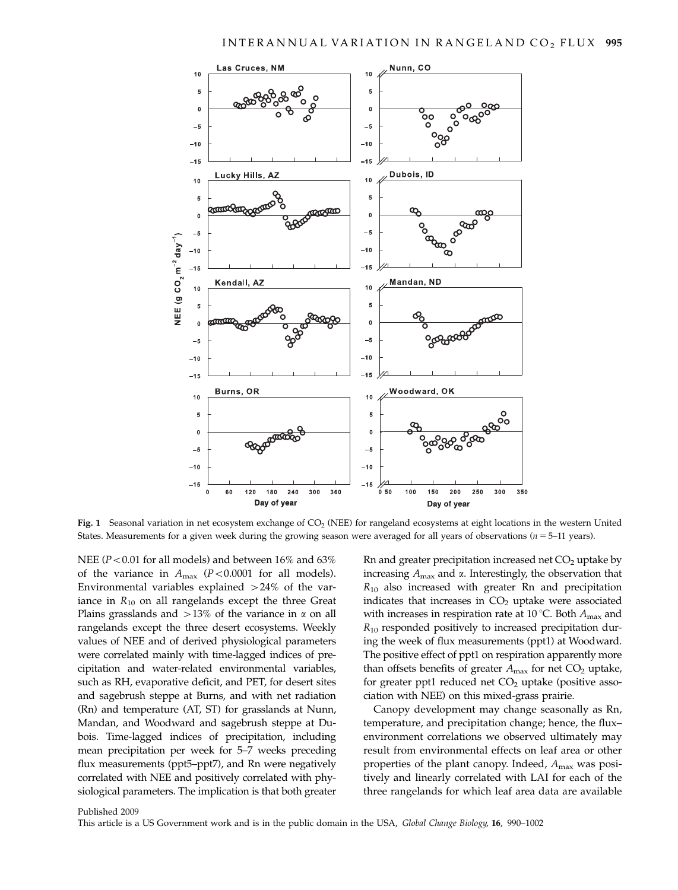**Fig. 1** Seasonal variation in net ecosystem exchange of $CO_2$ (NEE) for rangeland ecosystems at eight locations in the western United States. Measurements for a given week during the growing season were averaged for all years of observations ($n = 5$–11 years).

NEE ($P < 0.01$ for all models) and between 16% and 63% of the variance in $A_{max}$ ($P < 0.0001$ for all models). Environmental variables explained >24% of the variance in $R_{10}$ on all rangelands except the three Great Plains grasslands and >13% of the variance in $\alpha$ on all rangelands except the three desert ecosystems. Weekly values of NEE and of derived physiological parameters were correlated mainly with time-lagged indices of precipitation and water-related environmental variables, such as RH, evaporative deficit, and PET, for desert sites and sagebrush steppe at Burns, and with net radiation (Rn) and temperature (AT, ST) for grasslands at Nunn, Mandan, and Woodward and sagebrush steppe at Dubois. Time-lagged indices of precipitation, including mean precipitation per week for 5–7 weeks preceding flux measurements (ppt5–ppt7), and Rn were negatively correlated with NEE and positively correlated with physiological parameters. The implication is that both greater Rn and greater precipitation increased net $CO_2$ uptake by increasing $A_{max}$ and $\alpha$. Interestingly, the observation that $R_{10}$ also increased with greater Rn and precipitation indicates that increases in $CO_2$ uptake were associated with increases in respiration rate at 10 °C. Both $A_{max}$ and $R_{10}$ responded positively to increased precipitation during the week of flux measurements (ppt1) at Woodward. The positive effect of ppt1 on respiration apparently more than offsets benefits of greater $A_{max}$ for net $CO_2$ uptake, for greater ppt1 reduced net $CO_2$ uptake (positive association with NEE) on this mixed-grass prairie.

Canopy development may change seasonally as Rn, temperature, and precipitation change; hence, the flux–environment correlations we observed ultimately may result from environmental effects on leaf area or other properties of the plant canopy. Indeed, $A_{max}$ was positively and linearly correlated with LAI for each of the three rangelands for which leaf area data are available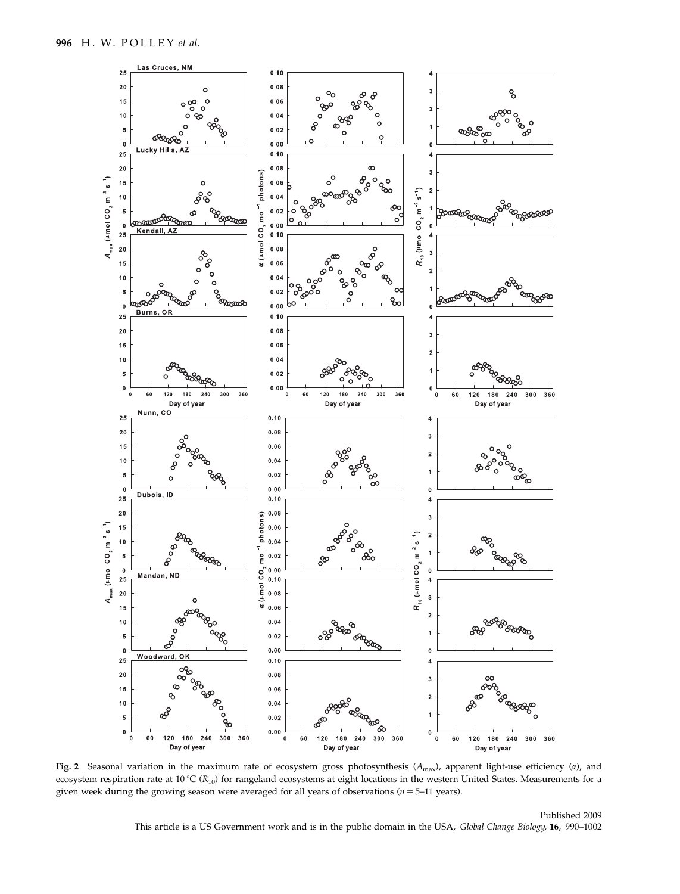**Fig. 2** Seasonal variation in the maximum rate of ecosystem gross photosynthesis ($A_{max}$), apparent light-use efficiency ($\alpha$), and ecosystem respiration rate at 10 °C ($R_{10}$) for rangeland ecosystems at eight locations in the western United States. Measurements for a given week during the growing season were averaged for all years of observations ($n = 5$–11 years).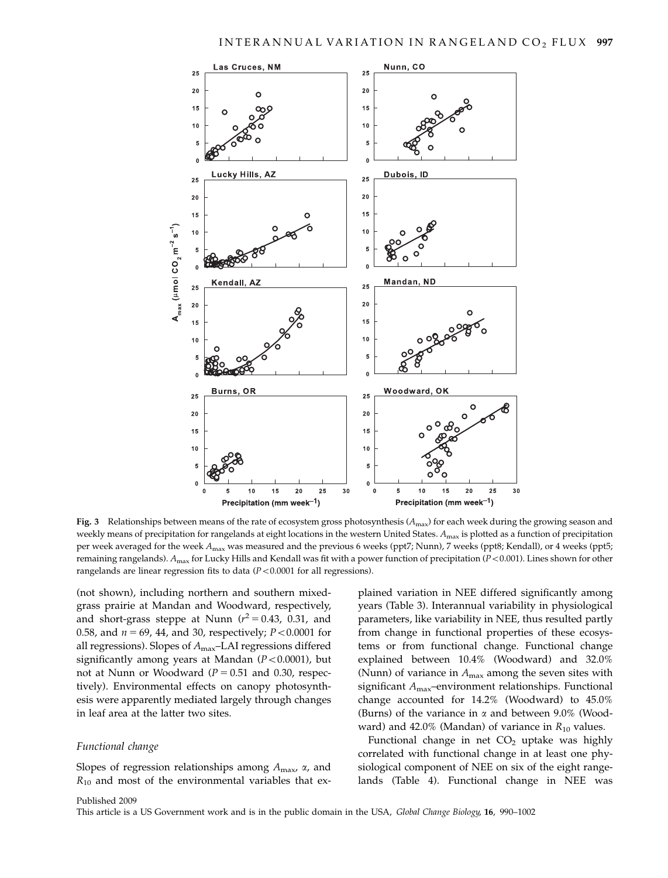**Fig. 3** Relationships between means of the rate of ecosystem gross photosynthesis ($A_{max}$) for each week during the growing season and weekly means of precipitation for rangelands at eight locations in the western United States. $A_{max}$ is plotted as a function of precipitation per week averaged for the week $A_{max}$ was measured and the previous 6 weeks (ppt7; Nunn), 7 weeks (ppt8; Kendall), or 4 weeks (ppt5; remaining rangelands). $A_{max}$ for Lucky Hills and Kendall was fit with a power function of precipitation ($P < 0.001$). Lines shown for other rangelands are linear regression fits to data ($P < 0.0001$ for all regressions).

(not shown), including northern and southern mixed-grass prairie at Mandan and Woodward, respectively, and short-grass steppe at Nunn ($r^2 = 0.43$, 0.31, and 0.58, and $n = 69$, 44, and 30, respectively; $P < 0.0001$ for all regressions). Slopes of $A_{max}$–LAI regressions differed significantly among years at Mandan ($P < 0.0001$), but not at Nunn or Woodward ($P = 0.51$ and 0.30, respectively). Environmental effects on canopy photosynthesis were apparently mediated largely through changes in leaf area at the latter two sites.

### Functional change

Slopes of regression relationships among $A_{max}$, $\alpha$, and $R_{10}$ and most of the environmental variables that explained variation in NEE differed significantly among years (Table 3). Interannual variability in physiological parameters, like variability in NEE, thus resulted partly from change in functional properties of these ecosystems or from functional change. Functional change explained between 10.4% (Woodward) and 32.0% (Nunn) of variance in $A_{max}$ among the seven sites with significant $A_{max}$–environment relationships. Functional change accounted for 14.2% (Woodward) to 45.0% (Burns) of the variance in $\alpha$ and between 9.0% (Woodward) and 42.0% (Mandan) of variance in $R_{10}$ values.

Functional change in net $CO_2$ uptake was highly correlated with functional change in at least one physiological component of NEE on six of the eight rangelands (Table 4). Functional change in NEE was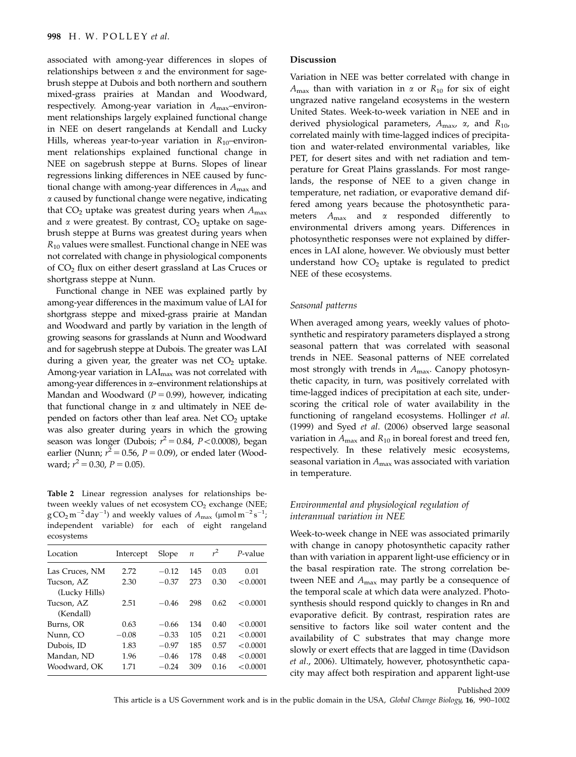associated with among-year differences in slopes of relationships between $\alpha$ and the environment for sagebrush steppe at Dubois and both northern and southern mixed-grass prairies at Mandan and Woodward, respectively. Among-year variation in $A_{max}$–environment relationships largely explained functional change in NEE on desert rangelands at Kendall and Lucky Hills, whereas year-to-year variation in $R_{10}$–environment relationships explained functional change in NEE on sagebrush steppe at Burns. Slopes of linear regressions linking differences in NEE caused by functional change with among-year differences in $A_{max}$ and $\alpha$ caused by functional change were negative, indicating that $CO_2$ uptake was greatest during years when $A_{max}$ and $\alpha$ were greatest. By contrast, $CO_2$ uptake on sagebrush steppe at Burns was greatest during years when $R_{10}$ values were smallest. Functional change in NEE was not correlated with change in physiological components of $CO_2$ flux on either desert grassland at Las Cruces or shortgrass steppe at Nunn.

Functional change in NEE was explained partly by among-year differences in the maximum value of LAI for shortgrass steppe and mixed-grass prairie at Mandan and Woodward and partly by variation in the length of growing seasons for grasslands at Nunn and Woodward and for sagebrush steppe at Dubois. The greater was LAI during a given year, the greater was net $CO_2$ uptake. Among-year variation in $LAI_{max}$ was not correlated with among-year differences in $\alpha$–environment relationships at Mandan and Woodward ($P = 0.99$), however, indicating that functional change in $\alpha$ and ultimately in NEE depended on factors other than leaf area. Net $CO_2$ uptake was also greater during years in which the growing season was longer (Dubois; $r^2 = 0.84$, $P < 0.0008$), began earlier (Nunn; $r^2 = 0.56$, $P = 0.09$), or ended later (Woodward; $r^2 = 0.30$, $P = 0.05$).

**Table 2** Linear regression analyses for relationships between weekly values of net ecosystem $CO_2$ exchange (NEE; $g\,CO_2\,m^{-2}\,day^{-1}$) and weekly values of $A_{max}$ ($\mu mol\,m^{-2}\,s^{-1}$; independent variable) for each of eight rangeland ecosystems

| Location | Intercept | Slope | $n$ | $r^2$ | $P$-value |
|---|---|---|---|---|---|
| Las Cruces, NM | 2.72 | −0.12 | 145 | 0.03 | 0.01 |
| Tucson, AZ (Lucky Hills) | 2.30 | −0.37 | 273 | 0.30 | <0.0001 |
| Tucson, AZ (Kendall) | 2.51 | −0.46 | 298 | 0.62 | <0.0001 |
| Burns, OR | 0.63 | −0.66 | 134 | 0.40 | <0.0001 |
| Nunn, CO | −0.08 | −0.33 | 105 | 0.21 | <0.0001 |
| Dubois, ID | 1.83 | −0.97 | 185 | 0.57 | <0.0001 |
| Mandan, ND | 1.96 | −0.46 | 178 | 0.48 | <0.0001 |
| Woodward, OK | 1.71 | −0.24 | 309 | 0.16 | <0.0001 |

## Discussion

Variation in NEE was better correlated with change in $A_{max}$ than with variation in $\alpha$ or $R_{10}$ for six of eight ungrazed native rangeland ecosystems in the western United States. Week-to-week variation in NEE and in derived physiological parameters, $A_{max}$, $\alpha$, and $R_{10}$, correlated mainly with time-lagged indices of precipitation and water-related environmental variables, like PET, for desert sites and with net radiation and temperature for Great Plains grasslands. For most rangelands, the response of NEE to a given change in temperature, net radiation, or evaporative demand differed among years because the photosynthetic parameters $A_{max}$ and $\alpha$ responded differently to environmental drivers among years. Differences in photosynthetic responses were not explained by differences in LAI alone, however. We obviously must better understand how $CO_2$ uptake is regulated to predict NEE of these ecosystems.

### *Seasonal patterns*

When averaged among years, weekly values of photosynthetic and respiratory parameters displayed a strong seasonal pattern that was correlated with seasonal trends in NEE. Seasonal patterns of NEE correlated most strongly with trends in $A_{max}$. Canopy photosynthetic capacity, in turn, was positively correlated with time-lagged indices of precipitation at each site, underscoring the critical role of water availability in the functioning of rangeland ecosystems. Hollinger *et al.* (1999) and Syed *et al.* (2006) observed large seasonal variation in $A_{max}$ and $R_{10}$ in boreal forest and treed fen, respectively. In these relatively mesic ecosystems, seasonal variation in $A_{max}$ was associated with variation in temperature.

### *Environmental and physiological regulation of interannual variation in NEE*

Week-to-week change in NEE was associated primarily with change in canopy photosynthetic capacity rather than with variation in apparent light-use efficiency or in the basal respiration rate. The strong correlation between NEE and $A_{max}$ may partly be a consequence of the temporal scale at which data were analyzed. Photosynthesis should respond quickly to changes in Rn and evaporative deficit. By contrast, respiration rates are sensitive to factors like soil water content and the availability of C substrates that may change more slowly or exert effects that are lagged in time (Davidson *et al.*, 2006). Ultimately, however, photosynthetic capacity may affect both respiration and apparent light-use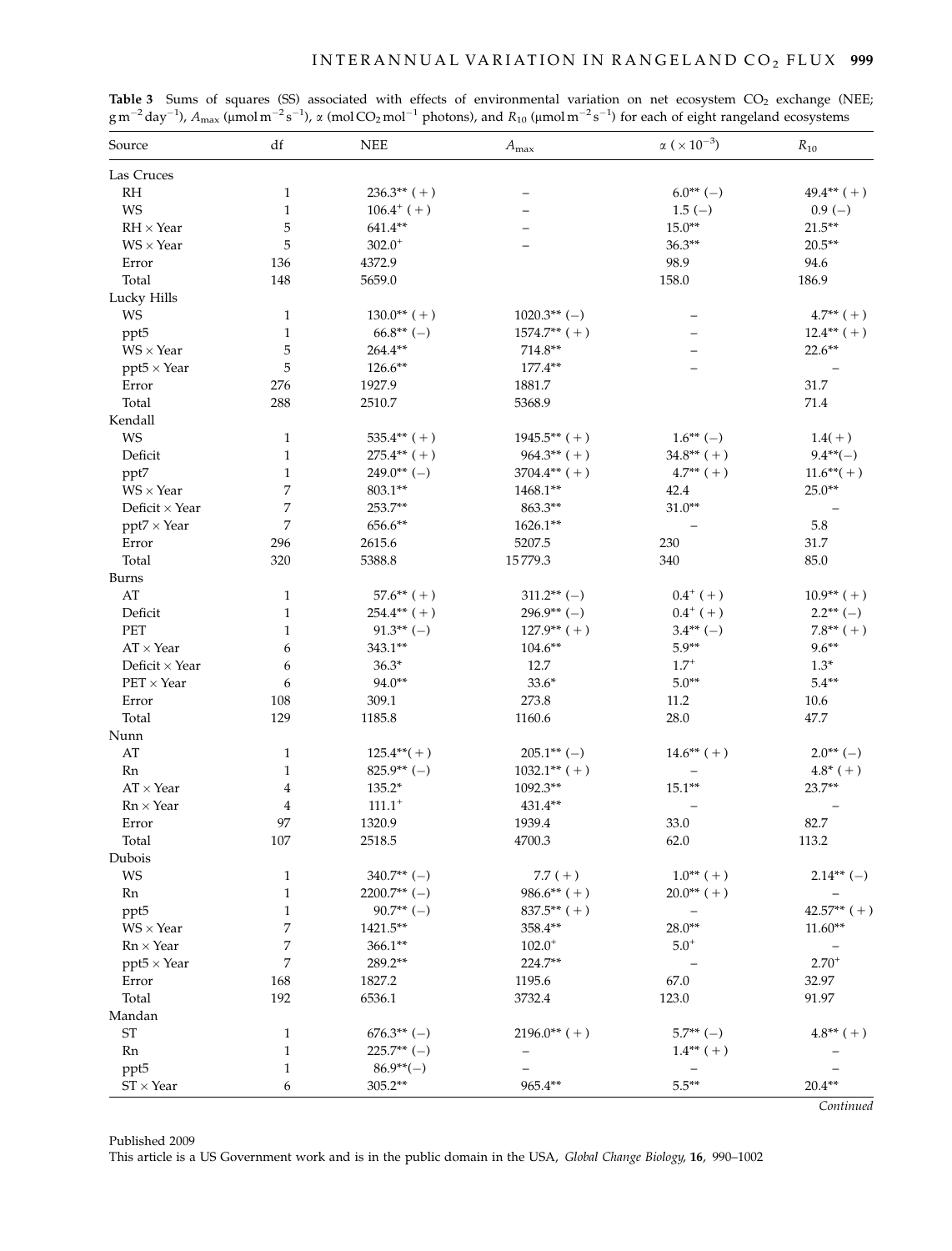**Table 3** Sums of squares (SS) associated with effects of environmental variation on net ecosystem $CO_2$ exchange (NEE; $g\,m^{-2}\,day^{-1}$), $A_{max}$ ($\mu mol\,m^{-2}\,s^{-1}$), $\alpha$ ($mol\,CO_2\,mol^{-1}$ photons), and $R_{10}$ ($\mu mol\,m^{-2}\,s^{-1}$) for each of eight rangeland ecosystems

| Source | df | NEE | $A_{max}$ | $\alpha$ ($\times 10^{-3}$) | $R_{10}$ |
|---|---|---|---|---|---|
| Las Cruces | | | | | |
| RH | 1 | 236.3** (+) | – | 6.0** (–) | 49.4** (+) |
| WS | 1 | 106.4+ (+) | – | 1.5 (–) | 0.9 (–) |
| RH × Year | 5 | 641.4** | – | 15.0** | 21.5** |
| WS × Year | 5 | 302.0+ | – | 36.3** | 20.5** |
| Error | 136 | 4372.9 | | 98.9 | 94.6 |
| Total | 148 | 5659.0 | | 158.0 | 186.9 |
| Lucky Hills | | | | | |
| WS | 1 | 130.0** (+) | 1020.3** (–) | – | 4.7** (+) |
| ppt5 | 1 | 66.8** (–) | 1574.7** (+) | – | 12.4** (+) |
| WS × Year | 5 | 264.4** | 714.8** | – | 22.6** |
| ppt5 × Year | 5 | 126.6** | 177.4** | – | – |
| Error | 276 | 1927.9 | 1881.7 | | 31.7 |
| Total | 288 | 2510.7 | 5368.9 | | 71.4 |
| Kendall | | | | | |
| WS | 1 | 535.4** (+) | 1945.5** (+) | 1.6** (–) | 1.4(+) |
| Deficit | 1 | 275.4** (+) | 964.3** (+) | 34.8** (+) | 9.4**(–) |
| ppt7 | 1 | 249.0** (–) | 3704.4** (+) | 4.7** (+) | 11.6**(+) |
| WS × Year | 7 | 803.1** | 1468.1** | 42.4 | 25.0** |
| Deficit × Year | 7 | 253.7** | 863.3** | 31.0** | – |
| ppt7 × Year | 7 | 656.6** | 1626.1** | – | 5.8 |
| Error | 296 | 2615.6 | 5207.5 | 230 | 31.7 |
| Total | 320 | 5388.8 | 15779.3 | 340 | 85.0 |
| Burns | | | | | |
| AT | 1 | 57.6** (+) | 311.2** (–) | 0.4+ (+) | 10.9** (+) |
| Deficit | 1 | 254.4** (+) | 296.9** (–) | 0.4+ (+) | 2.2** (–) |
| PET | 1 | 91.3** (–) | 127.9** (+) | 3.4** (–) | 7.8** (+) |
| AT × Year | 6 | 343.1** | 104.6** | 5.9** | 9.6** |
| Deficit × Year | 6 | 36.3* | 12.7 | 1.7+ | 1.3* |
| PET × Year | 6 | 94.0** | 33.6* | 5.0** | 5.4** |
| Error | 108 | 309.1 | 273.8 | 11.2 | 10.6 |
| Total | 129 | 1185.8 | 1160.6 | 28.0 | 47.7 |
| Nunn | | | | | |
| AT | 1 | 125.4**(+) | 205.1** (–) | 14.6** (+) | 2.0** (–) |
| Rn | 1 | 825.9** (–) | 1032.1** (+) | – | 4.8* (+) |
| AT × Year | 4 | 135.2* | 1092.3** | 15.1** | 23.7** |
| Rn × Year | 4 | 111.1+ | 431.4** | – | – |
| Error | 97 | 1320.9 | 1939.4 | 33.0 | 82.7 |
| Total | 107 | 2518.5 | 4700.3 | 62.0 | 113.2 |
| Dubois | | | | | |
| WS | 1 | 340.7** (–) | 7.7 (+) | 1.0** (+) | 2.14** (–) |
| Rn | 1 | 2200.7** (–) | 986.6** (+) | 20.0** (+) | – |
| ppt5 | 1 | 90.7** (–) | 837.5** (+) | – | 42.57** (+) |
| WS × Year | 7 | 1421.5** | 358.4** | 28.0** | 11.60** |
| Rn × Year | 7 | 366.1** | 102.0+ | 5.0+ | – |
| ppt5 × Year | 7 | 289.2** | 224.7** | – | 2.70+ |
| Error | 168 | 1827.2 | 1195.6 | 67.0 | 32.97 |
| Total | 192 | 6536.1 | 3732.4 | 123.0 | 91.97 |
| Mandan | | | | | |
| ST | 1 | 676.3** (–) | 2196.0** (+) | 5.7** (–) | 4.8** (+) |
| Rn | 1 | 225.7** (–) | – | 1.4** (+) | – |
| ppt5 | 1 | 86.9**(–) | – | – | – |
| ST × Year | 6 | 305.2** | 965.4** | 5.5** | 20.4** |

*Continued*

Published 2009

This article is a US Government work and is in the public domain in the USA.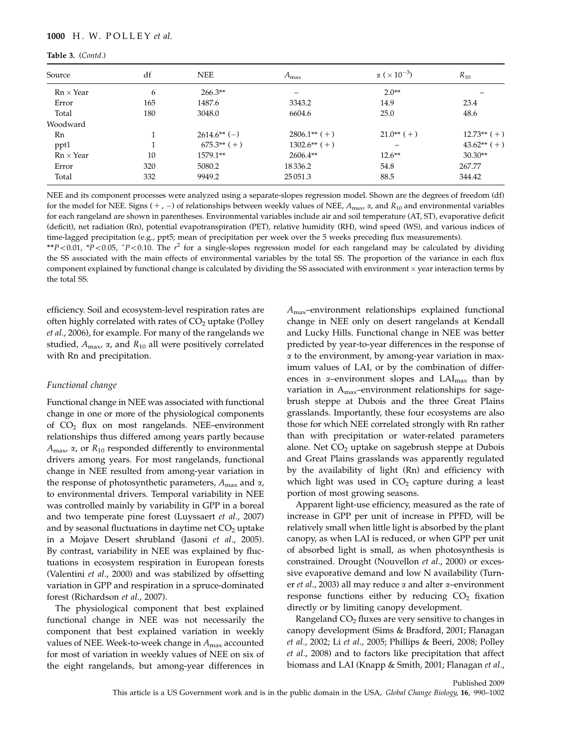**Table 3.** (*Contd.*)

| Source | df | NEE | $A_{max}$ | $\alpha$ ($\times 10^{-3}$) | $R_{10}$ |
|---|---|---|---|---|---|
| Rn × Year | 6 | 266.3** | – | 2.0** | – |
| Error | 165 | 1487.6 | 3343.2 | 14.9 | 23.4 |
| Total | 180 | 3048.0 | 6604.6 | 25.0 | 48.6 |
| Woodward | | | | | |
| Rn | 1 | 2614.6** (−) | 2806.1** (+) | 21.0** (+) | 12.73** (+) |
| ppt1 | 1 | 675.3** (+) | 1302.6** (+) | – | 43.62** (+) |
| Rn × Year | 10 | 1579.1** | 2606.4** | 12.6** | 30.30** |
| Error | 320 | 5080.2 | 18 336.2 | 54.8 | 267.77 |
| Total | 332 | 9949.2 | 25 051.3 | 88.5 | 344.42 |

NEE and its component processes were analyzed using a separate-slopes regression model. Shown are the degrees of freedom (df) for the model for NEE. Signs (+, −) of relationships between weekly values of NEE, $A_{max}$, $\alpha$, and $R_{10}$ and environmental variables for each rangeland are shown in parentheses. Environmental variables include air and soil temperature (AT, ST), evaporative deficit (deficit), net radiation (Rn), potential evapotranspiration (PET), relative humidity (RH), wind speed (WS), and various indices of time-lagged precipitation (e.g., ppt5; mean of precipitation per week over the 5 weeks preceding flux measurements).

**$P<0.01$, *$P<0.05$, +$P<0.10$. The $r^2$ for a single-slopes regression model for each rangeland may be calculated by dividing the SS associated with the main effects of environmental variables by the total SS. The proportion of the variance in each flux component explained by functional change is calculated by dividing the SS associated with environment × year interaction terms by the total SS.

efficiency. Soil and ecosystem-level respiration rates are often highly correlated with rates of $CO_2$ uptake (Polley *et al*., 2006), for example. For many of the rangelands we studied, $A_{max}$, $\alpha$, and $R_{10}$ all were positively correlated with Rn and precipitation.

### *Functional change*

Functional change in NEE was associated with functional change in one or more of the physiological components of $CO_2$ flux on most rangelands. NEE–environment relationships thus differed among years partly because $A_{max}$, $\alpha$, or $R_{10}$ responded differently to environmental drivers among years. For most rangelands, functional change in NEE resulted from among-year variation in the response of photosynthetic parameters, $A_{max}$ and $\alpha$, to environmental drivers. Temporal variability in NEE was controlled mainly by variability in GPP in a boreal and two temperate pine forest (Luyssaert *et al*., 2007) and by seasonal fluctuations in daytime net $CO_2$ uptake in a Mojave Desert shrubland (Jasoni *et al*., 2005). By contrast, variability in NEE was explained by fluctuations in ecosystem respiration in European forests (Valentini *et al*., 2000) and was stabilized by offsetting variation in GPP and respiration in a spruce-dominated forest (Richardson *et al*., 2007).

The physiological component that best explained functional change in NEE was not necessarily the component that best explained variation in weekly values of NEE. Week-to-week change in $A_{max}$ accounted for most of variation in weekly values of NEE on six of the eight rangelands, but among-year differences in $A_{max}$–environment relationships explained functional change in NEE only on desert rangelands at Kendall and Lucky Hills. Functional change in NEE was better predicted by year-to-year differences in the response of $\alpha$ to the environment, by among-year variation in maximum values of LAI, or by the combination of differences in $\alpha$–environment slopes and $LAI_{max}$ than by variation in $A_{max}$–environment relationships for sagebrush steppe at Dubois and the three Great Plains grasslands. Importantly, these four ecosystems are also those for which NEE correlated strongly with Rn rather than with precipitation or water-related parameters alone. Net $CO_2$ uptake on sagebrush steppe at Dubois and Great Plains grasslands was apparently regulated by the availability of light (Rn) and efficiency with which light was used in $CO_2$ capture during a least portion of most growing seasons.

Apparent light-use efficiency, measured as the rate of increase in GPP per unit of increase in PPFD, will be relatively small when little light is absorbed by the plant canopy, as when LAI is reduced, or when GPP per unit of absorbed light is small, as when photosynthesis is constrained. Drought (Nouvellon *et al*., 2000) or excessive evaporative demand and low N availability (Turner *et al*., 2003) all may reduce $\alpha$ and alter $\alpha$–environment response functions either by reducing $CO_2$ fixation directly or by limiting canopy development.

Rangeland $CO_2$ fluxes are very sensitive to changes in canopy development (Sims & Bradford, 2001; Flanagan *et al*., 2002; Li *et al*., 2005; Phillips & Beeri, 2008; Polley *et al*., 2008) and to factors like precipitation that affect biomass and LAI (Knapp & Smith, 2001; Flanagan *et al*.,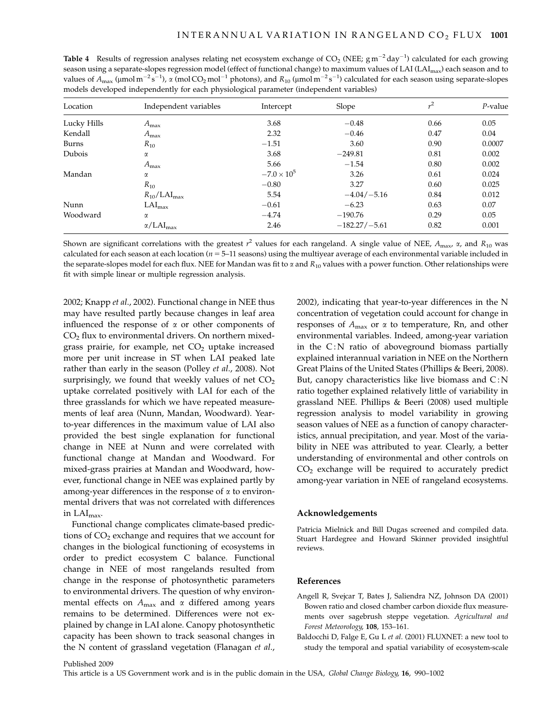**Table 4** Results of regression analyses relating net ecosystem exchange of $CO_2$ (NEE; $g\,m^{-2}\,day^{-1}$) calculated for each growing season using a separate-slopes regression model (effect of functional change) to maximum values of LAI ($LAI_{max}$) each season and to values of $A_{max}$ ($\mu mol\,m^{-2}\,s^{-1}$), $\alpha$ (mol $CO_2$ mol$^{-1}$ photons), and $R_{10}$ ($\mu mol\,m^{-2}\,s^{-1}$) calculated for each season using separate-slopes models developed independently for each physiological parameter (independent variables)

| Location | Independent variables | Intercept | Slope | $r^2$ | *P*-value |
|---|---|---|---|---|---|
| Lucky Hills | $A_{max}$ | 3.68 | −0.48 | 0.66 | 0.05 |
| Kendall | $A_{max}$ | 2.32 | −0.46 | 0.47 | 0.04 |
| Burns | $R_{10}$ | −1.51 | 3.60 | 0.90 | 0.0007 |
| Dubois | $\alpha$ | 3.68 | −249.81 | 0.81 | 0.002 |
| | $A_{max}$ | 5.66 | −1.54 | 0.80 | 0.002 |
| Mandan | $\alpha$ | $-7.0 \times 10^5$ | 3.26 | 0.61 | 0.024 |
| | $R_{10}$ | −0.80 | 3.27 | 0.60 | 0.025 |
| | $R_{10}/LAI_{max}$ | 5.54 | −4.04/−5.16 | 0.84 | 0.012 |
| Nunn | $LAI_{max}$ | −0.61 | −6.23 | 0.63 | 0.07 |
| Woodward | $\alpha$ | −4.74 | −190.76 | 0.29 | 0.05 |
| | $\alpha/LAI_{max}$ | 2.46 | −182.27/−5.61 | 0.82 | 0.001 |

Shown are significant correlations with the greatest $r^2$ values for each rangeland. A single value of NEE, $A_{max}$, $\alpha$, and $R_{10}$ was calculated for each season at each location ($n$ = 5–11 seasons) using the multiyear average of each environmental variable included in the separate-slopes model for each flux. NEE for Mandan was fit to $\alpha$ and $R_{10}$ values with a power function. Other relationships were fit with simple linear or multiple regression analysis.

2002; Knapp *et al*., 2002). Functional change in NEE thus may have resulted partly because changes in leaf area influenced the response of $\alpha$ or other components of $CO_2$ flux to environmental drivers. On northern mixed-grass prairie, for example, net $CO_2$ uptake increased more per unit increase in ST when LAI peaked late rather than early in the season (Polley *et al*., 2008). Not surprisingly, we found that weekly values of net $CO_2$ uptake correlated positively with LAI for each of the three grasslands for which we have repeated measurements of leaf area (Nunn, Mandan, Woodward). Year-to-year differences in the maximum value of LAI also provided the best single explanation for functional change in NEE at Nunn and were correlated with functional change at Mandan and Woodward. For mixed-grass prairies at Mandan and Woodward, however, functional change in NEE was explained partly by among-year differences in the response of $\alpha$ to environmental drivers that was not correlated with differences in $LAI_{max}$.

Functional change complicates climate-based predictions of $CO_2$ exchange and requires that we account for changes in the biological functioning of ecosystems in order to predict ecosystem C balance. Functional change in NEE of most rangelands resulted from change in the response of photosynthetic parameters to environmental drivers. The question of why environmental effects on $A_{max}$ and $\alpha$ differed among years remains to be determined. Differences were not explained by change in LAI alone. Canopy photosynthetic capacity has been shown to track seasonal changes in the N content of grassland vegetation (Flanagan *et al*., 2002), indicating that year-to-year differences in the N concentration of vegetation could account for change in responses of $A_{max}$ or $\alpha$ to temperature, Rn, and other environmental variables. Indeed, among-year variation in the C : N ratio of aboveground biomass partially explained interannual variation in NEE on the Northern Great Plains of the United States (Phillips & Beeri, 2008). But, canopy characteristics like live biomass and C : N ratio together explained relatively little of variability in grassland NEE. Phillips & Beeri (2008) used multiple regression analysis to model variability in growing season values of NEE as a function of canopy characteristics, annual precipitation, and year. Most of the variability in NEE was attributed to year. Clearly, a better understanding of environmental and other controls on $CO_2$ exchange will be required to accurately predict among-year variation in NEE of rangeland ecosystems.

## Acknowledgements

Patricia Mielnick and Bill Dugas screened and compiled data. Stuart Hardegree and Howard Skinner provided insightful reviews.

## References

Angell R, Svejcar T, Bates J, Saliendra NZ, Johnson DA (2001) Bowen ratio and closed chamber carbon dioxide flux measurements over sagebrush steppe vegetation. *Agricultural and Forest Meteorology*, **108**, 153–161.

Baldocchi D, Falge E, Gu L *et al*. (2001) FLUXNET: a new tool to study the temporal and spatial variability of ecosystem-scale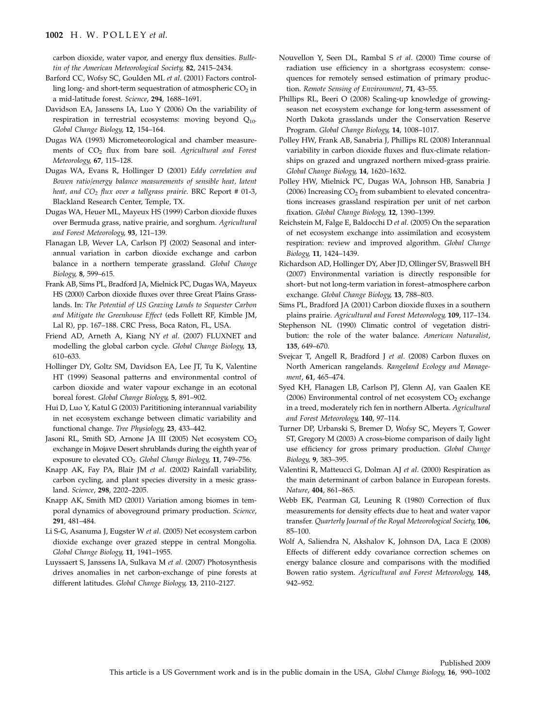carbon dioxide, water vapor, and energy flux densities. *Bulletin of the American Meteorological Society*, **82**, 2415–2434.

Barford CC, Wofsy SC, Goulden ML *et al*. (2001) Factors controlling long- and short-term sequestration of atmospheric $CO_2$ in a mid-latitude forest. *Science*, **294**, 1688–1691.

Davidson EA, Janssens IA, Luo Y (2006) On the variability of respiration in terrestrial ecosystems: moving beyond $Q_{10}$. *Global Change Biology*, **12**, 154–164.

Dugas WA (1993) Micrometeorological and chamber measurements of $CO_2$ flux from bare soil. *Agricultural and Forest Meteorology*, **67**, 115–128.

Dugas WA, Evans R, Hollinger D (2001) *Eddy correlation and Bowen ratio/energy balance measurements of sensible heat, latent heat, and $CO_2$ flux over a tallgrass prairie*. BRC Report # 01-3, Blackland Research Center, Temple, TX.

Dugas WA, Heuer ML, Mayeux HS (1999) Carbon dioxide fluxes over Bermuda grass, native prairie, and sorghum. *Agricultural and Forest Meteorology*, **93**, 121–139.

Flanagan LB, Wever LA, Carlson PJ (2002) Seasonal and interannual variation in carbon dioxide exchange and carbon balance in a northern temperate grassland. *Global Change Biology*, **8**, 599–615.

Frank AB, Sims PL, Bradford JA, Mielnick PC, Dugas WA, Mayeux HS (2000) Carbon dioxide fluxes over three Great Plains Grasslands. In: *The Potential of US Grazing Lands to Sequester Carbon and Mitigate the Greenhouse Effect* (eds Follett RF, Kimble JM, Lal R), pp. 167–188. CRC Press, Boca Raton, FL, USA.

Friend AD, Arneth A, Kiang NY *et al*. (2007) FLUXNET and modelling the global carbon cycle. *Global Change Biology*, **13**, 610–633.

Hollinger DY, Goltz SM, Davidson EA, Lee JT, Tu K, Valentine HT (1999) Seasonal patterns and environmental control of carbon dioxide and water vapour exchange in an ecotonal boreal forest. *Global Change Biology*, **5**, 891–902.

Hui D, Luo Y, Katul G (2003) Parititioning interannual variability in net ecosystem exchange between climatic variability and functional change. *Tree Physiology*, **23**, 433–442.

Jasoni RL, Smith SD, Arnone JA III (2005) Net ecosystem $CO_2$ exchange in Mojave Desert shrublands during the eighth year of exposure to elevated $CO_2$. *Global Change Biology*, **11**, 749–756.

Knapp AK, Fay PA, Blair JM *et al*. (2002) Rainfall variability, carbon cycling, and plant species diversity in a mesic grassland. *Science*, **298**, 2202–2205.

Knapp AK, Smith MD (2001) Variation among biomes in temporal dynamics of aboveground primary production. *Science*, **291**, 481–484.

Li S-G, Asanuma J, Eugster W *et al*. (2005) Net ecosystem carbon dioxide exchange over grazed steppe in central Mongolia. *Global Change Biology*, **11**, 1941–1955.

Luyssaert S, Janssens IA, Sulkava M *et al*. (2007) Photosynthesis drives anomalies in net carbon-exchange of pine forests at different latitudes. *Global Change Biology*, **13**, 2110–2127.

Nouvellon Y, Seen DL, Rambal S *et al*. (2000) Time course of radiation use efficiency in a shortgrass ecosystem: consequences for remotely sensed estimation of primary production. *Remote Sensing of Environment*, **71**, 43–55.

Phillips RL, Beeri O (2008) Scaling-up knowledge of growing-season net ecosystem exchange for long-term assessment of North Dakota grasslands under the Conservation Reserve Program. *Global Change Biology*, **14**, 1008–1017.

Polley HW, Frank AB, Sanabria J, Phillips RL (2008) Interannual variability in carbon dioxide fluxes and flux-climate relationships on grazed and ungrazed northern mixed-grass prairie. *Global Change Biology*, **14**, 1620–1632.

Polley HW, Mielnick PC, Dugas WA, Johnson HB, Sanabria J (2006) Increasing $CO_2$ from subambient to elevated concentrations increases grassland respiration per unit of net carbon fixation. *Global Change Biology*, **12**, 1390–1399.

Reichstein M, Falge E, Baldocchi D *et al*. (2005) On the separation of net ecosystem exchange into assimilation and ecosystem respiration: review and improved algorithm. *Global Change Biology*, **11**, 1424–1439.

Richardson AD, Hollinger DY, Aber JD, Ollinger SV, Braswell BH (2007) Environmental variation is directly responsible for short- but not long-term variation in forest–atmosphere carbon exchange. *Global Change Biology*, **13**, 788–803.

Sims PL, Bradford JA (2001) Carbon dioxide fluxes in a southern plains prairie. *Agricultural and Forest Meteorology*, **109**, 117–134.

Stephenson NL (1990) Climatic control of vegetation distribution: the role of the water balance. *American Naturalist*, **135**, 649–670.

Svejcar T, Angell R, Bradford J *et al*. (2008) Carbon fluxes on North American rangelands. *Rangeland Ecology and Management*, **61**, 465–474.

Syed KH, Flanagen LB, Carlson PJ, Glenn AJ, van Gaalen KE (2006) Environmental control of net ecosystem $CO_2$ exchange in a treed, moderately rich fen in northern Alberta. *Agricultural and Forest Meteorology*, **140**, 97–114.

Turner DP, Urbanski S, Bremer D, Wofsy SC, Meyers T, Gower ST, Gregory M (2003) A cross-biome comparison of daily light use efficiency for gross primary production. *Global Change Biology*, **9**, 383–395.

Valentini R, Matteucci G, Dolman AJ *et al*. (2000) Respiration as the main determinant of carbon balance in European forests. *Nature*, **404**, 861–865.

Webb EK, Pearman GI, Leuning R (1980) Correction of flux measurements for density effects due to heat and water vapor transfer. *Quarterly Journal of the Royal Meteorological Society*, **106**, 85–100.

Wolf A, Saliendra N, Akshalov K, Johnson DA, Laca E (2008) Effects of different eddy covariance correction schemes on energy balance closure and comparisons with the modified Bowen ratio system. *Agricultural and Forest Meteorology*, **148**, 942–952.

Published 2009

This article is a US Government work and is in the public domain in the USA, *Global Change Biology*, **16**, 990–1002